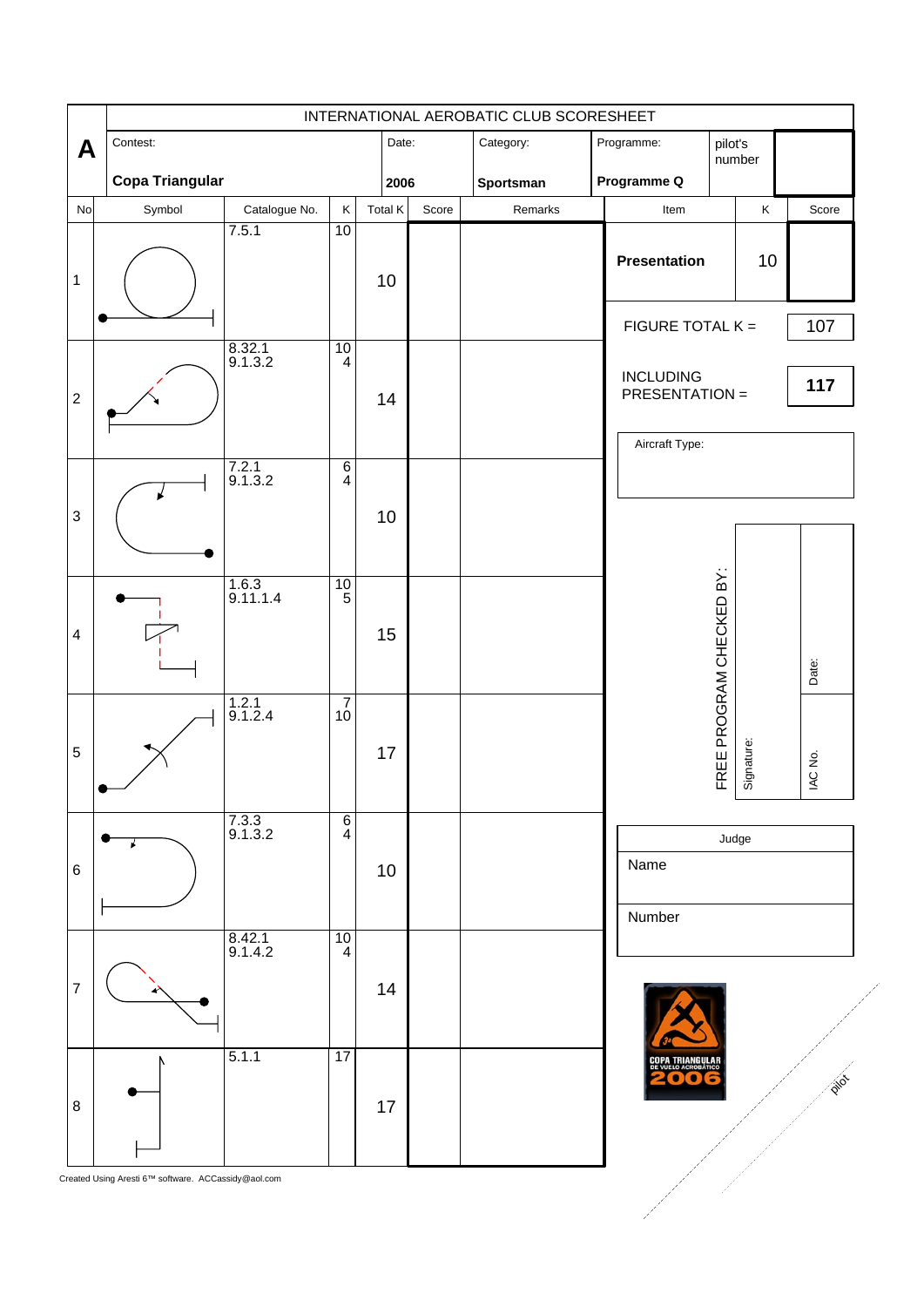**A**

INTERNATIONAL AEROBATIC CLUB SCORESHEET

| Contest: | Date: | Category: | Programme: | pilot's number |
|---|---|---|---|---|
| **Copa Triangular** | **2006** | **Sportsman** | **Programme Q** | |

| No | Symbol | Catalogue No. | K | Total K | Score | Remarks |
|---|---|---|---|---|---|---|
| 1 | | 7.5.1 | 10 | 10 | | |
| 2 | | 8.32.1<br>9.1.3.2 | 10<br>4 | 14 | | |
| 3 | | 7.2.1<br>9.1.3.2 | 6<br>4 | 10 | | |
| 4 | | 1.6.3<br>9.11.1.4 | 10<br>5 | 15 | | |
| 5 | | 1.2.1<br>9.1.2.4 | 7<br>10 | 17 | | |
| 6 | | 7.3.3<br>9.1.3.2 | 6<br>4 | 10 | | |
| 7 | | 8.42.1<br>9.1.4.2 | 10<br>4 | 14 | | |
| 8 | | 5.1.1 | 17 | 17 | | |

| Item | K | Score |
|---|---|---|
| **Presentation** | 10 | |

FIGURE TOTAL K = 107

INCLUDING PRESENTATION = **117**

Aircraft Type:

FREE PROGRAM CHECKED BY:

Signature:

Date:

IAC No.

| Judge |
|---|
| Name |
| Number |

pilot

Created Using Aresti 6™ software. ACCassidy@aol.com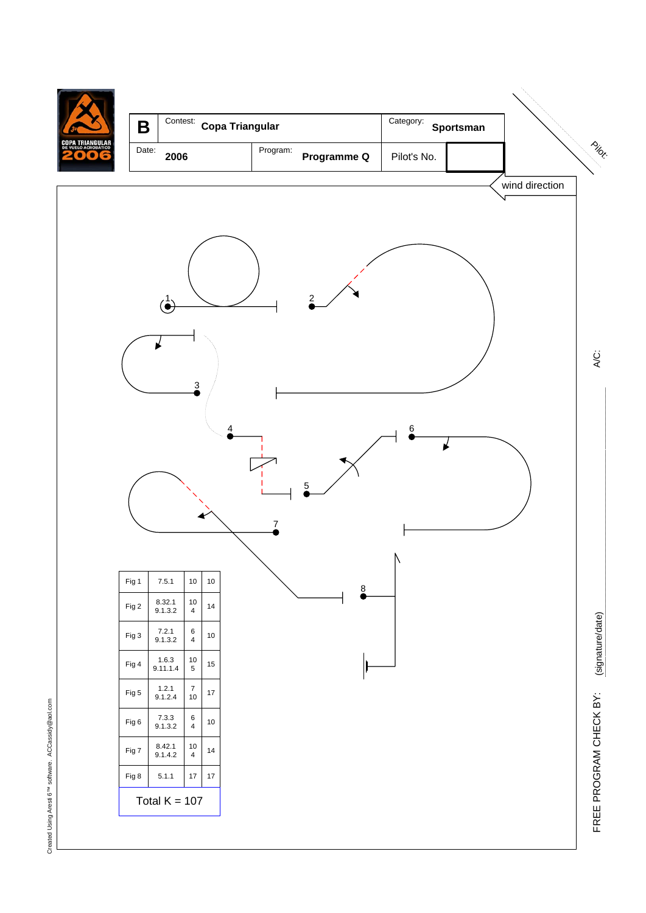| B | Contest: **Copa Triangular** | | Category: **Sportsman** | |
|---|---|---|---|---|
| Date: **2006** | | Program: **Programme Q** | Pilot's No. | |

Pilot:

wind direction

A/C:

1

2

3

4

5

6

7

8

| Fig 1 | 7.5.1 | 10 | 10 |
|---|---|---|---|
| Fig 2 | 8.32.1 9.1.3.2 | 10 4 | 14 |
| Fig 3 | 7.2.1 9.1.3.2 | 6 4 | 10 |
| Fig 4 | 1.6.3 9.11.1.4 | 10 5 | 15 |
| Fig 5 | 1.2.1 9.1.2.4 | 7 10 | 17 |
| Fig 6 | 7.3.3 9.1.3.2 | 6 4 | 10 |
| Fig 7 | 8.42.1 9.1.4.2 | 10 4 | 14 |
| Fig 8 | 5.1.1 | 17 | 17 |
| Total K = 107 | | | |

FREE PROGRAM CHECK BY: (signature/date)

Created Using Aresti 6™ software. ACCassidy@aol.com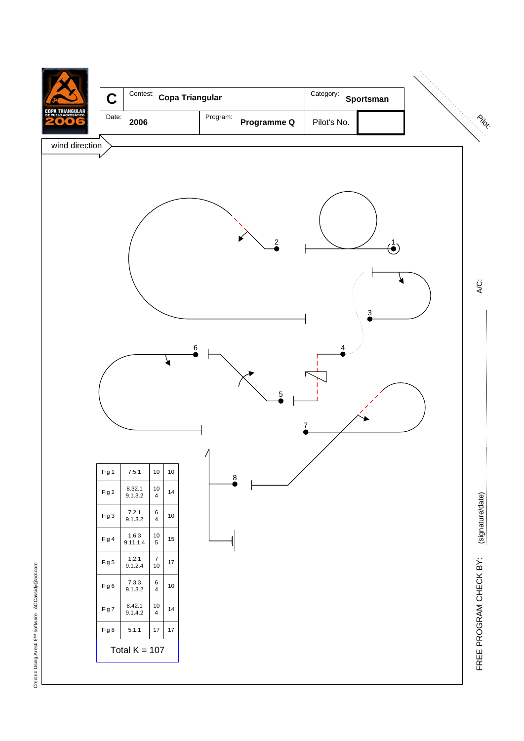| C | Contest: Copa Triangular | | Category: Sportsman | |
|---|---|---|---|---|
| | Date: 2006 | Program: Programme Q | Pilot's No. | |

wind direction

| Fig | Catalog No. | K | Total |
|---|---|---|---|
| Fig 1 | 7.5.1 | 10 | 10 |
| Fig 2 | 8.32.1<br>9.1.3.2 | 10<br>4 | 14 |
| Fig 3 | 7.2.1<br>9.1.3.2 | 6<br>4 | 10 |
| Fig 4 | 1.6.3<br>9.11.1.4 | 10<br>5 | 15 |
| Fig 5 | 1.2.1<br>9.1.2.4 | 7<br>10 | 17 |
| Fig 6 | 7.3.3<br>9.1.3.2 | 6<br>4 | 10 |
| Fig 7 | 8.42.1<br>9.1.4.2 | 10<br>4 | 14 |
| Fig 8 | 5.1.1 | 17 | 17 |

Total K = 107

Pilot:

A/C:

FREE PROGRAM CHECK BY: (signature/date)

Created Using Aresti 6™ software. ACCassidy@aol.com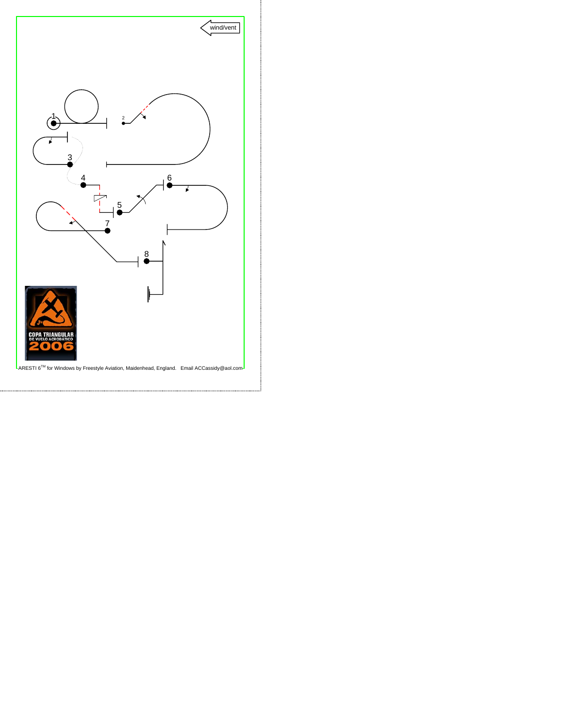wind/vent

1

2

3

4

5

6

7

8

COPA TRIANGULAR DE VUELO ACROBATICO 2006

ARESTI 6™ for Windows by Freestyle Aviation, Maidenhead, England. Email ACCassidy@aol.com